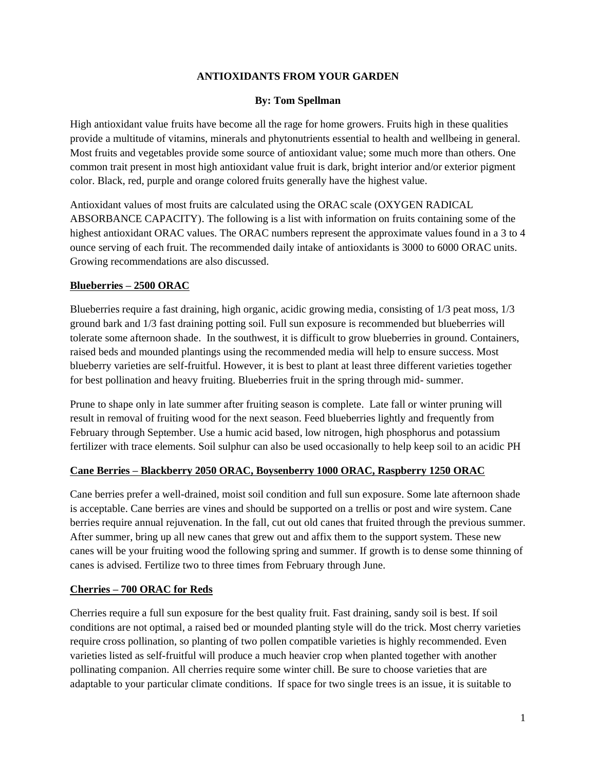# ANTIOXIDANTS FROM YOUR GARDEN

**By: Tom Spellman**

High antioxidant value fruits have become all the rage for home growers. Fruits high in these qualities provide a multitude of vitamins, minerals and phytonutrients essential to health and wellbeing in general. Most fruits and vegetables provide some source of antioxidant value; some much more than others. One common trait present in most high antioxidant value fruit is dark, bright interior and/or exterior pigment color. Black, red, purple and orange colored fruits generally have the highest value.

Antioxidant values of most fruits are calculated using the ORAC scale (OXYGEN RADICAL ABSORBANCE CAPACITY). The following is a list with information on fruits containing some of the highest antioxidant ORAC values. The ORAC numbers represent the approximate values found in a 3 to 4 ounce serving of each fruit. The recommended daily intake of antioxidants is 3000 to 6000 ORAC units. Growing recommendations are also discussed.

## Blueberries – 2500 ORAC

Blueberries require a fast draining, high organic, acidic growing media, consisting of 1/3 peat moss, 1/3 ground bark and 1/3 fast draining potting soil. Full sun exposure is recommended but blueberries will tolerate some afternoon shade. In the southwest, it is difficult to grow blueberries in ground. Containers, raised beds and mounded plantings using the recommended media will help to ensure success. Most blueberry varieties are self-fruitful. However, it is best to plant at least three different varieties together for best pollination and heavy fruiting. Blueberries fruit in the spring through mid- summer.

Prune to shape only in late summer after fruiting season is complete. Late fall or winter pruning will result in removal of fruiting wood for the next season. Feed blueberries lightly and frequently from February through September. Use a humic acid based, low nitrogen, high phosphorus and potassium fertilizer with trace elements. Soil sulphur can also be used occasionally to help keep soil to an acidic PH

## Cane Berries – Blackberry 2050 ORAC, Boysenberry 1000 ORAC, Raspberry 1250 ORAC

Cane berries prefer a well-drained, moist soil condition and full sun exposure. Some late afternoon shade is acceptable. Cane berries are vines and should be supported on a trellis or post and wire system. Cane berries require annual rejuvenation. In the fall, cut out old canes that fruited through the previous summer. After summer, bring up all new canes that grew out and affix them to the support system. These new canes will be your fruiting wood the following spring and summer. If growth is to dense some thinning of canes is advised. Fertilize two to three times from February through June.

## Cherries – 700 ORAC for Reds

Cherries require a full sun exposure for the best quality fruit. Fast draining, sandy soil is best. If soil conditions are not optimal, a raised bed or mounded planting style will do the trick. Most cherry varieties require cross pollination, so planting of two pollen compatible varieties is highly recommended. Even varieties listed as self-fruitful will produce a much heavier crop when planted together with another pollinating companion. All cherries require some winter chill. Be sure to choose varieties that are adaptable to your particular climate conditions. If space for two single trees is an issue, it is suitable to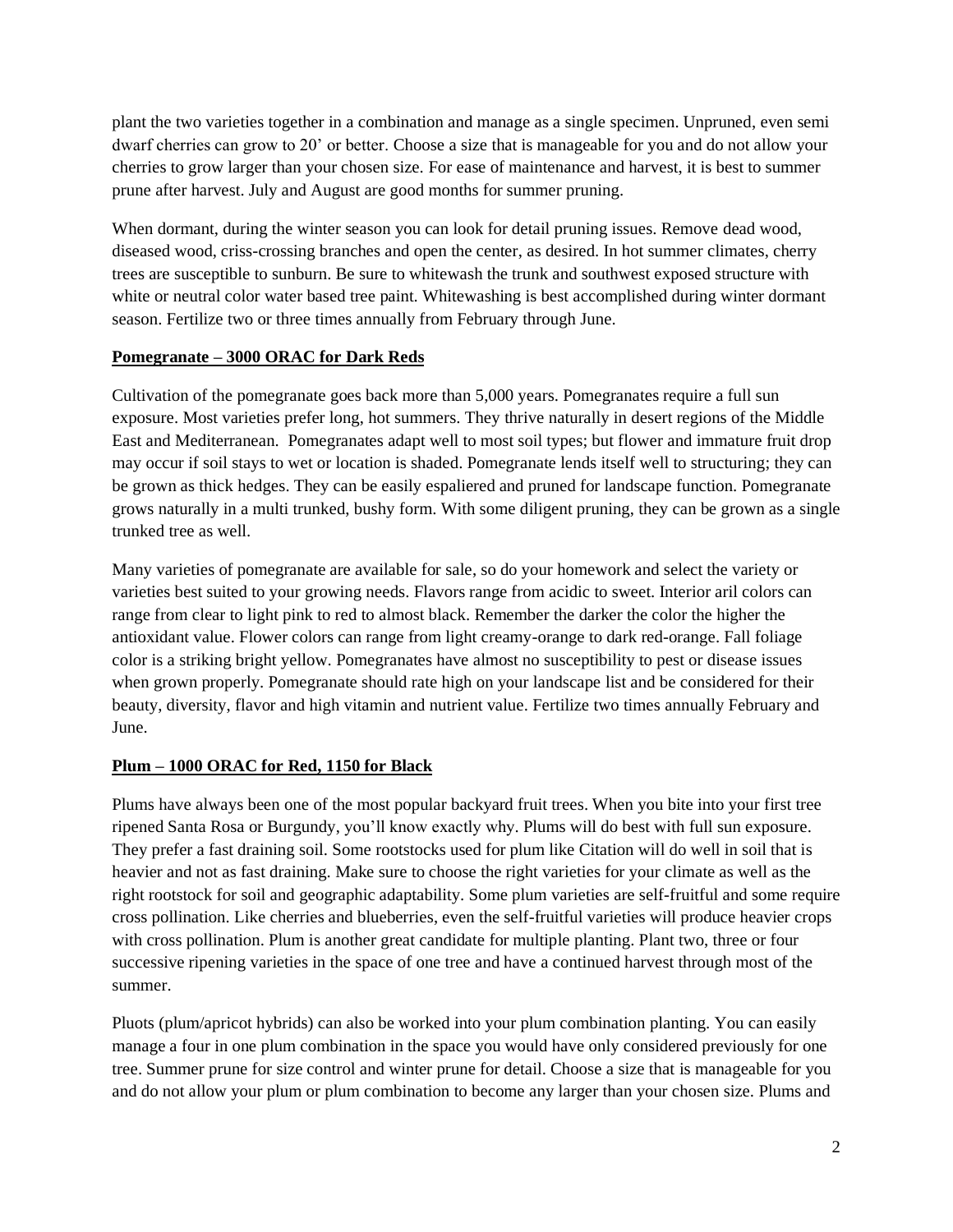plant the two varieties together in a combination and manage as a single specimen. Unpruned, even semi dwarf cherries can grow to 20' or better. Choose a size that is manageable for you and do not allow your cherries to grow larger than your chosen size. For ease of maintenance and harvest, it is best to summer prune after harvest. July and August are good months for summer pruning.

When dormant, during the winter season you can look for detail pruning issues. Remove dead wood, diseased wood, criss-crossing branches and open the center, as desired. In hot summer climates, cherry trees are susceptible to sunburn. Be sure to whitewash the trunk and southwest exposed structure with white or neutral color water based tree paint. Whitewashing is best accomplished during winter dormant season. Fertilize two or three times annually from February through June.

**Pomegranate – 3000 ORAC for Dark Reds**

Cultivation of the pomegranate goes back more than 5,000 years. Pomegranates require a full sun exposure. Most varieties prefer long, hot summers. They thrive naturally in desert regions of the Middle East and Mediterranean. Pomegranates adapt well to most soil types; but flower and immature fruit drop may occur if soil stays to wet or location is shaded. Pomegranate lends itself well to structuring; they can be grown as thick hedges. They can be easily espaliered and pruned for landscape function. Pomegranate grows naturally in a multi trunked, bushy form. With some diligent pruning, they can be grown as a single trunked tree as well.

Many varieties of pomegranate are available for sale, so do your homework and select the variety or varieties best suited to your growing needs. Flavors range from acidic to sweet. Interior aril colors can range from clear to light pink to red to almost black. Remember the darker the color the higher the antioxidant value. Flower colors can range from light creamy-orange to dark red-orange. Fall foliage color is a striking bright yellow. Pomegranates have almost no susceptibility to pest or disease issues when grown properly. Pomegranate should rate high on your landscape list and be considered for their beauty, diversity, flavor and high vitamin and nutrient value. Fertilize two times annually February and June.

**Plum – 1000 ORAC for Red, 1150 for Black**

Plums have always been one of the most popular backyard fruit trees. When you bite into your first tree ripened Santa Rosa or Burgundy, you'll know exactly why. Plums will do best with full sun exposure. They prefer a fast draining soil. Some rootstocks used for plum like Citation will do well in soil that is heavier and not as fast draining. Make sure to choose the right varieties for your climate as well as the right rootstock for soil and geographic adaptability. Some plum varieties are self-fruitful and some require cross pollination. Like cherries and blueberries, even the self-fruitful varieties will produce heavier crops with cross pollination. Plum is another great candidate for multiple planting. Plant two, three or four successive ripening varieties in the space of one tree and have a continued harvest through most of the summer.

Pluots (plum/apricot hybrids) can also be worked into your plum combination planting. You can easily manage a four in one plum combination in the space you would have only considered previously for one tree. Summer prune for size control and winter prune for detail. Choose a size that is manageable for you and do not allow your plum or plum combination to become any larger than your chosen size. Plums and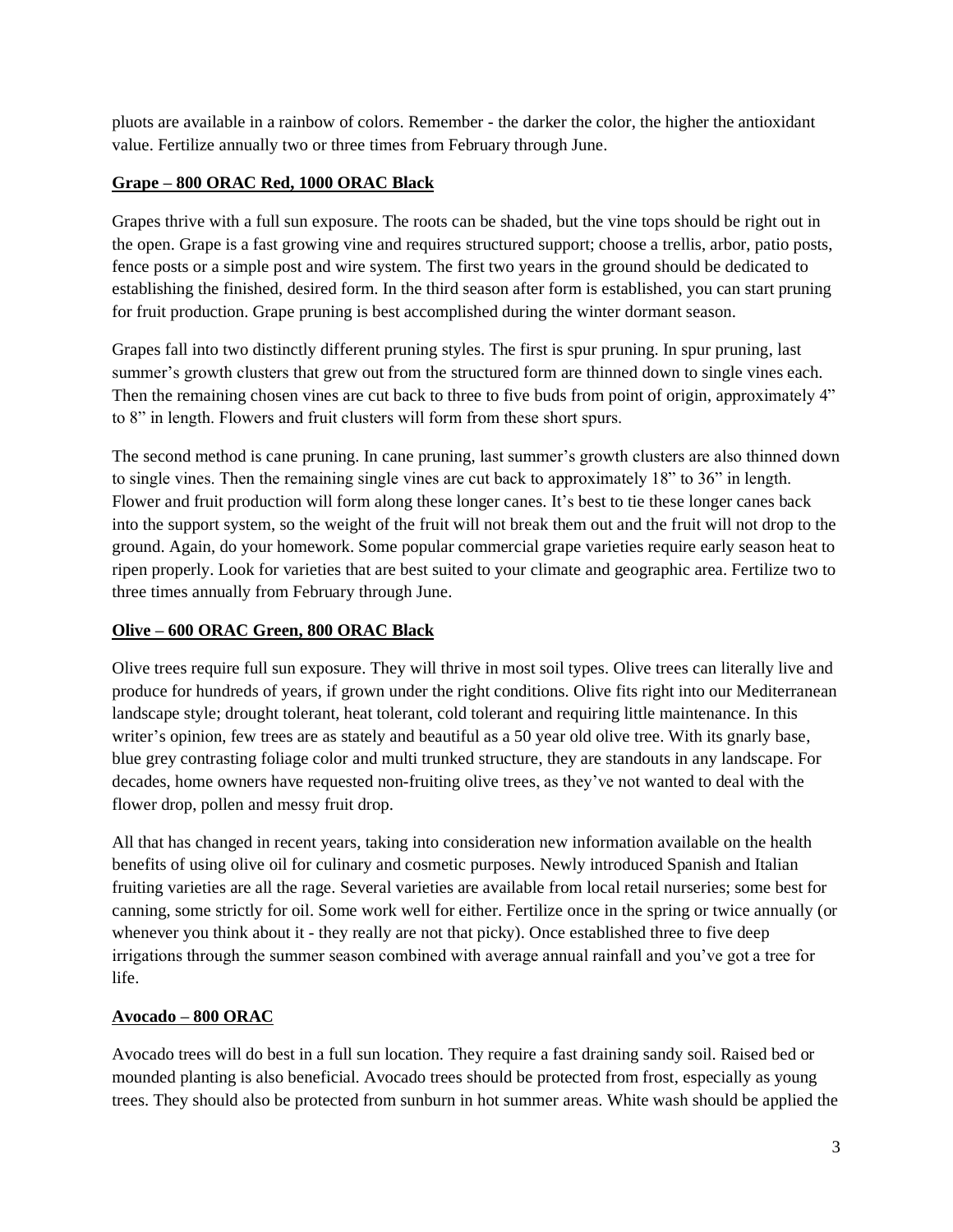pluots are available in a rainbow of colors. Remember - the darker the color, the higher the antioxidant value. Fertilize annually two or three times from February through June.

**Grape – 800 ORAC Red, 1000 ORAC Black**

Grapes thrive with a full sun exposure. The roots can be shaded, but the vine tops should be right out in the open. Grape is a fast growing vine and requires structured support; choose a trellis, arbor, patio posts, fence posts or a simple post and wire system. The first two years in the ground should be dedicated to establishing the finished, desired form. In the third season after form is established, you can start pruning for fruit production. Grape pruning is best accomplished during the winter dormant season.

Grapes fall into two distinctly different pruning styles. The first is spur pruning. In spur pruning, last summer's growth clusters that grew out from the structured form are thinned down to single vines each. Then the remaining chosen vines are cut back to three to five buds from point of origin, approximately 4" to 8" in length. Flowers and fruit clusters will form from these short spurs.

The second method is cane pruning. In cane pruning, last summer's growth clusters are also thinned down to single vines. Then the remaining single vines are cut back to approximately 18" to 36" in length. Flower and fruit production will form along these longer canes. It's best to tie these longer canes back into the support system, so the weight of the fruit will not break them out and the fruit will not drop to the ground. Again, do your homework. Some popular commercial grape varieties require early season heat to ripen properly. Look for varieties that are best suited to your climate and geographic area. Fertilize two to three times annually from February through June.

**Olive – 600 ORAC Green, 800 ORAC Black**

Olive trees require full sun exposure. They will thrive in most soil types. Olive trees can literally live and produce for hundreds of years, if grown under the right conditions. Olive fits right into our Mediterranean landscape style; drought tolerant, heat tolerant, cold tolerant and requiring little maintenance. In this writer's opinion, few trees are as stately and beautiful as a 50 year old olive tree. With its gnarly base, blue grey contrasting foliage color and multi trunked structure, they are standouts in any landscape. For decades, home owners have requested non-fruiting olive trees, as they've not wanted to deal with the flower drop, pollen and messy fruit drop.

All that has changed in recent years, taking into consideration new information available on the health benefits of using olive oil for culinary and cosmetic purposes. Newly introduced Spanish and Italian fruiting varieties are all the rage. Several varieties are available from local retail nurseries; some best for canning, some strictly for oil. Some work well for either. Fertilize once in the spring or twice annually (or whenever you think about it - they really are not that picky). Once established three to five deep irrigations through the summer season combined with average annual rainfall and you've got a tree for life.

**Avocado – 800 ORAC**

Avocado trees will do best in a full sun location. They require a fast draining sandy soil. Raised bed or mounded planting is also beneficial. Avocado trees should be protected from frost, especially as young trees. They should also be protected from sunburn in hot summer areas. White wash should be applied the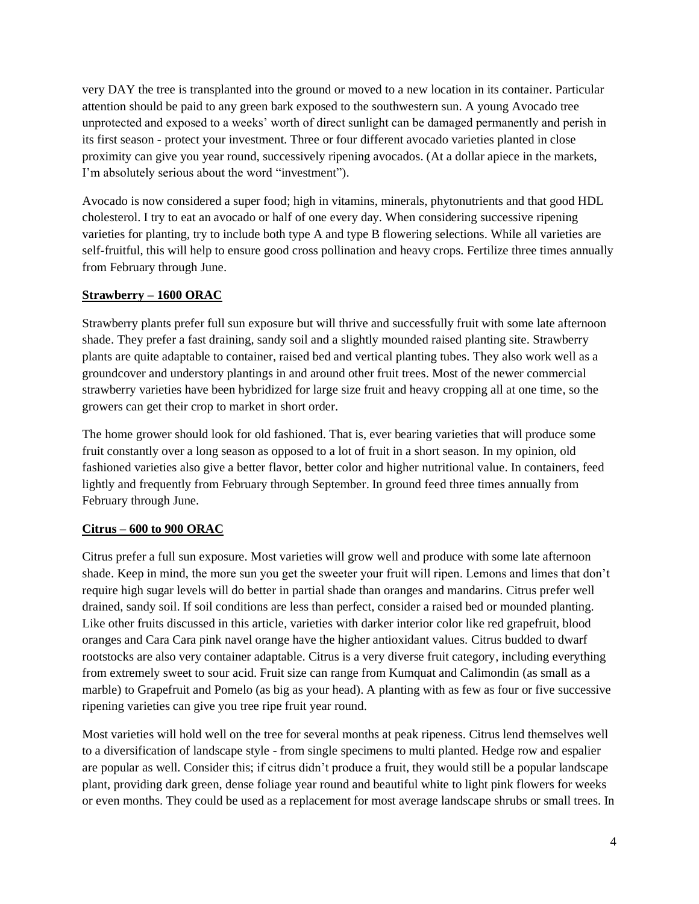very DAY the tree is transplanted into the ground or moved to a new location in its container. Particular attention should be paid to any green bark exposed to the southwestern sun. A young Avocado tree unprotected and exposed to a weeks' worth of direct sunlight can be damaged permanently and perish in its first season - protect your investment. Three or four different avocado varieties planted in close proximity can give you year round, successively ripening avocados. (At a dollar apiece in the markets, I'm absolutely serious about the word "investment").

Avocado is now considered a super food; high in vitamins, minerals, phytonutrients and that good HDL cholesterol. I try to eat an avocado or half of one every day. When considering successive ripening varieties for planting, try to include both type A and type B flowering selections. While all varieties are self-fruitful, this will help to ensure good cross pollination and heavy crops. Fertilize three times annually from February through June.

**Strawberry – 1600 ORAC**

Strawberry plants prefer full sun exposure but will thrive and successfully fruit with some late afternoon shade. They prefer a fast draining, sandy soil and a slightly mounded raised planting site. Strawberry plants are quite adaptable to container, raised bed and vertical planting tubes. They also work well as a groundcover and understory plantings in and around other fruit trees. Most of the newer commercial strawberry varieties have been hybridized for large size fruit and heavy cropping all at one time, so the growers can get their crop to market in short order.

The home grower should look for old fashioned. That is, ever bearing varieties that will produce some fruit constantly over a long season as opposed to a lot of fruit in a short season. In my opinion, old fashioned varieties also give a better flavor, better color and higher nutritional value. In containers, feed lightly and frequently from February through September. In ground feed three times annually from February through June.

**Citrus – 600 to 900 ORAC**

Citrus prefer a full sun exposure. Most varieties will grow well and produce with some late afternoon shade. Keep in mind, the more sun you get the sweeter your fruit will ripen. Lemons and limes that don't require high sugar levels will do better in partial shade than oranges and mandarins. Citrus prefer well drained, sandy soil. If soil conditions are less than perfect, consider a raised bed or mounded planting. Like other fruits discussed in this article, varieties with darker interior color like red grapefruit, blood oranges and Cara Cara pink navel orange have the higher antioxidant values. Citrus budded to dwarf rootstocks are also very container adaptable. Citrus is a very diverse fruit category, including everything from extremely sweet to sour acid. Fruit size can range from Kumquat and Calimondin (as small as a marble) to Grapefruit and Pomelo (as big as your head). A planting with as few as four or five successive ripening varieties can give you tree ripe fruit year round.

Most varieties will hold well on the tree for several months at peak ripeness. Citrus lend themselves well to a diversification of landscape style - from single specimens to multi planted. Hedge row and espalier are popular as well. Consider this; if citrus didn't produce a fruit, they would still be a popular landscape plant, providing dark green, dense foliage year round and beautiful white to light pink flowers for weeks or even months. They could be used as a replacement for most average landscape shrubs or small trees. In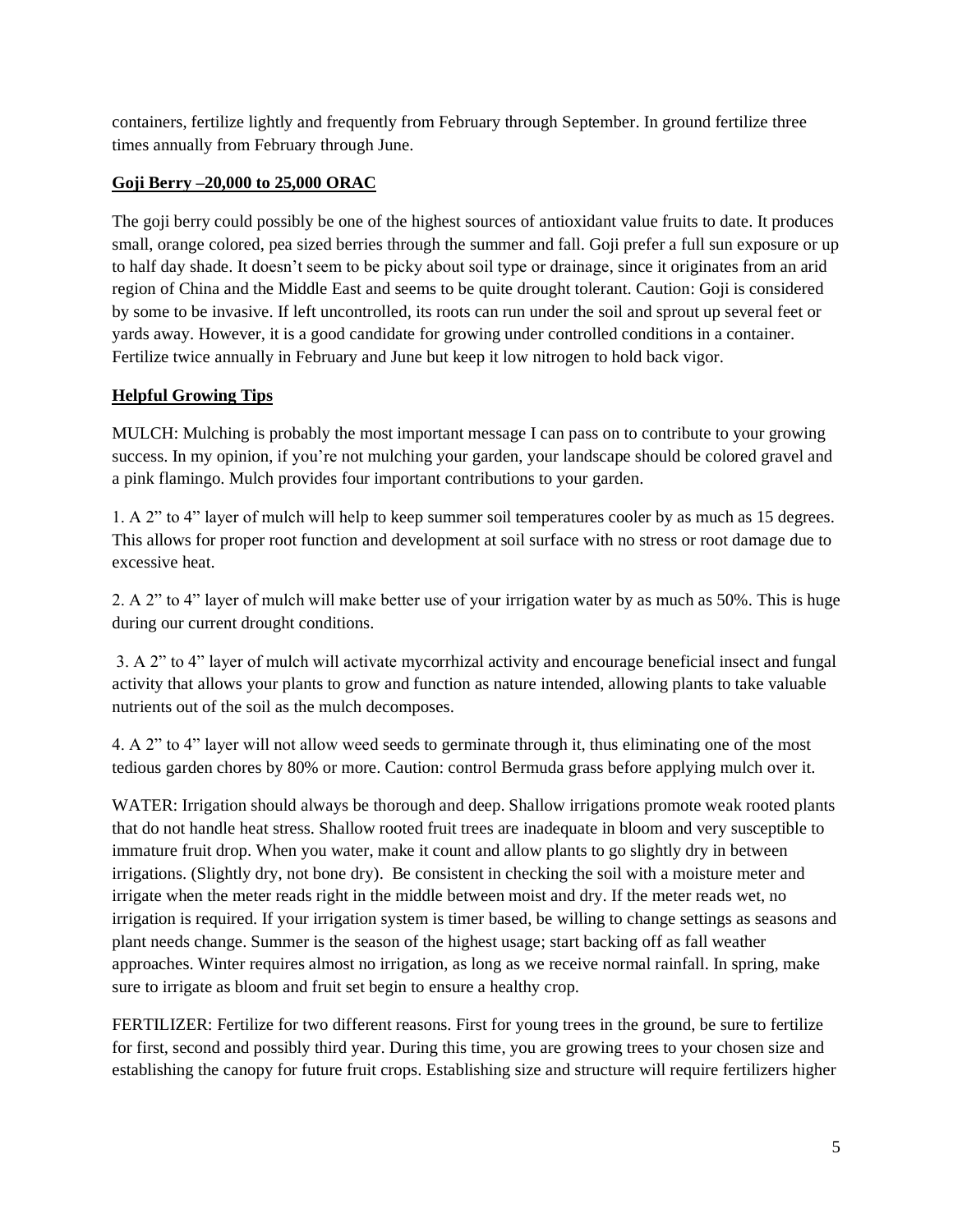containers, fertilize lightly and frequently from February through September. In ground fertilize three times annually from February through June.

**<u>Goji Berry –20,000 to 25,000 ORAC</u>**

The goji berry could possibly be one of the highest sources of antioxidant value fruits to date. It produces small, orange colored, pea sized berries through the summer and fall. Goji prefer a full sun exposure or up to half day shade. It doesn't seem to be picky about soil type or drainage, since it originates from an arid region of China and the Middle East and seems to be quite drought tolerant. Caution: Goji is considered by some to be invasive. If left uncontrolled, its roots can run under the soil and sprout up several feet or yards away. However, it is a good candidate for growing under controlled conditions in a container. Fertilize twice annually in February and June but keep it low nitrogen to hold back vigor.

**<u>Helpful Growing Tips</u>**

MULCH: Mulching is probably the most important message I can pass on to contribute to your growing success. In my opinion, if you're not mulching your garden, your landscape should be colored gravel and a pink flamingo. Mulch provides four important contributions to your garden.

1. A 2" to 4" layer of mulch will help to keep summer soil temperatures cooler by as much as 15 degrees. This allows for proper root function and development at soil surface with no stress or root damage due to excessive heat.

2. A 2" to 4" layer of mulch will make better use of your irrigation water by as much as 50%. This is huge during our current drought conditions.

3. A 2" to 4" layer of mulch will activate mycorrhizal activity and encourage beneficial insect and fungal activity that allows your plants to grow and function as nature intended, allowing plants to take valuable nutrients out of the soil as the mulch decomposes.

4. A 2" to 4" layer will not allow weed seeds to germinate through it, thus eliminating one of the most tedious garden chores by 80% or more. Caution: control Bermuda grass before applying mulch over it.

WATER: Irrigation should always be thorough and deep. Shallow irrigations promote weak rooted plants that do not handle heat stress. Shallow rooted fruit trees are inadequate in bloom and very susceptible to immature fruit drop. When you water, make it count and allow plants to go slightly dry in between irrigations. (Slightly dry, not bone dry). Be consistent in checking the soil with a moisture meter and irrigate when the meter reads right in the middle between moist and dry. If the meter reads wet, no irrigation is required. If your irrigation system is timer based, be willing to change settings as seasons and plant needs change. Summer is the season of the highest usage; start backing off as fall weather approaches. Winter requires almost no irrigation, as long as we receive normal rainfall. In spring, make sure to irrigate as bloom and fruit set begin to ensure a healthy crop.

FERTILIZER: Fertilize for two different reasons. First for young trees in the ground, be sure to fertilize for first, second and possibly third year. During this time, you are growing trees to your chosen size and establishing the canopy for future fruit crops. Establishing size and structure will require fertilizers higher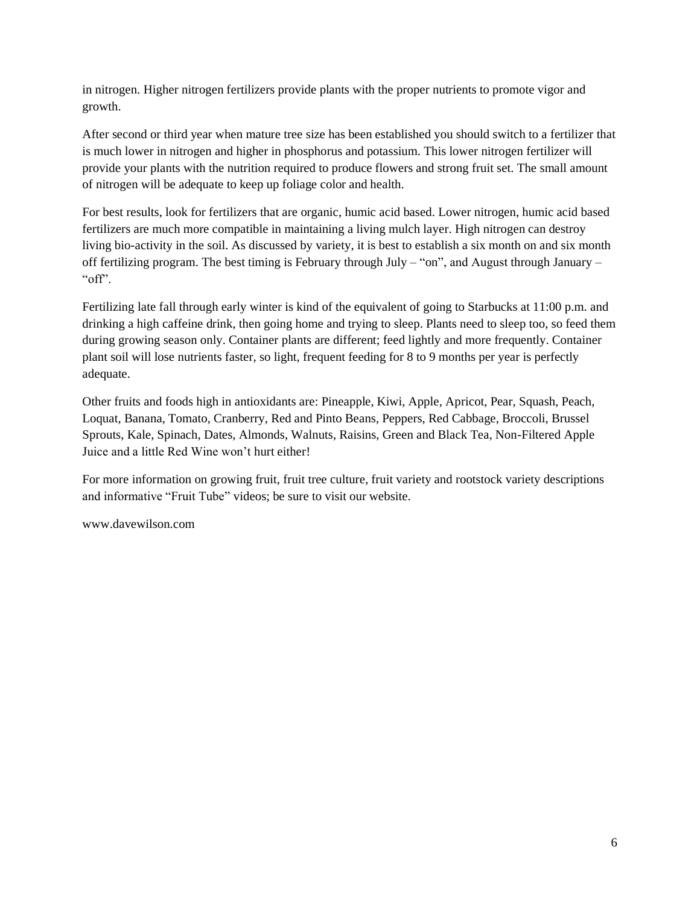in nitrogen. Higher nitrogen fertilizers provide plants with the proper nutrients to promote vigor and growth.

After second or third year when mature tree size has been established you should switch to a fertilizer that is much lower in nitrogen and higher in phosphorus and potassium. This lower nitrogen fertilizer will provide your plants with the nutrition required to produce flowers and strong fruit set. The small amount of nitrogen will be adequate to keep up foliage color and health.

For best results, look for fertilizers that are organic, humic acid based. Lower nitrogen, humic acid based fertilizers are much more compatible in maintaining a living mulch layer. High nitrogen can destroy living bio-activity in the soil. As discussed by variety, it is best to establish a six month on and six month off fertilizing program. The best timing is February through July – "on", and August through January – "off".

Fertilizing late fall through early winter is kind of the equivalent of going to Starbucks at 11:00 p.m. and drinking a high caffeine drink, then going home and trying to sleep. Plants need to sleep too, so feed them during growing season only. Container plants are different; feed lightly and more frequently. Container plant soil will lose nutrients faster, so light, frequent feeding for 8 to 9 months per year is perfectly adequate.

Other fruits and foods high in antioxidants are: Pineapple, Kiwi, Apple, Apricot, Pear, Squash, Peach, Loquat, Banana, Tomato, Cranberry, Red and Pinto Beans, Peppers, Red Cabbage, Broccoli, Brussel Sprouts, Kale, Spinach, Dates, Almonds, Walnuts, Raisins, Green and Black Tea, Non-Filtered Apple Juice and a little Red Wine won't hurt either!

For more information on growing fruit, fruit tree culture, fruit variety and rootstock variety descriptions and informative "Fruit Tube" videos; be sure to visit our website.

www.davewilson.com